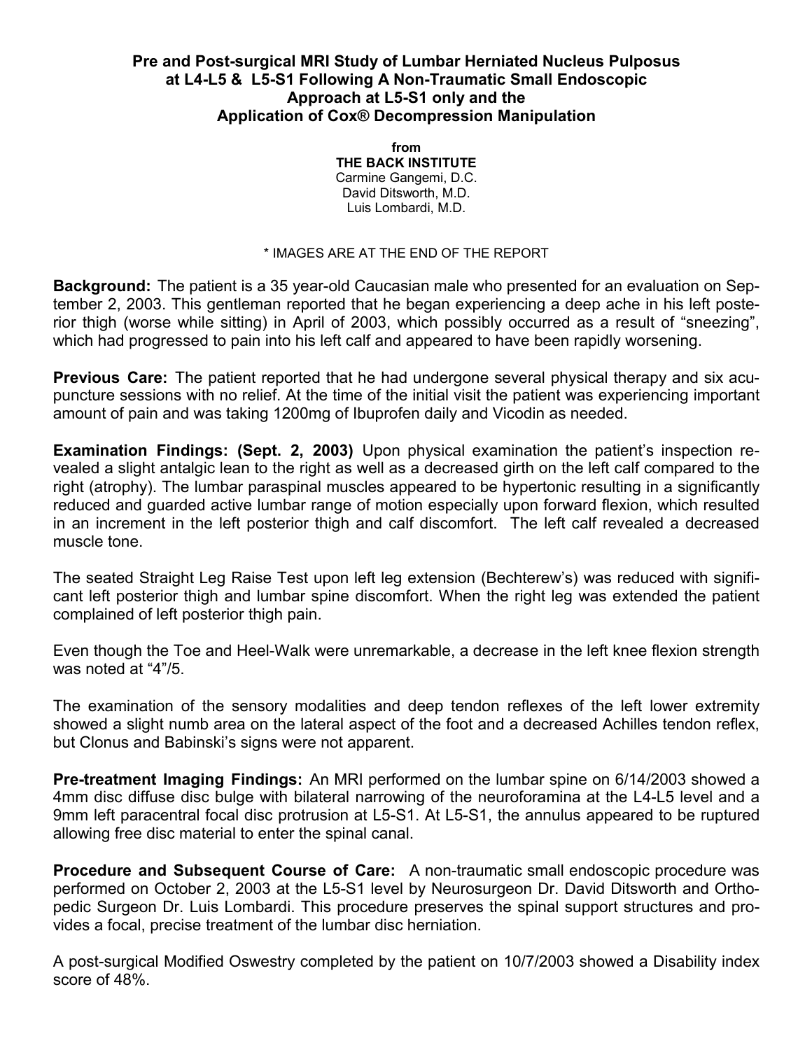# Pre and Post-surgical MRI Study of Lumbar Herniated Nucleus Pulposus at L4-L5 & L5-S1 Following A Non-Traumatic Small Endoscopic Approach at L5-S1 only and the Application of Cox® Decompression Manipulation

**from**
**THE BACK INSTITUTE**
Carmine Gangemi, D.C.
David Ditsworth, M.D.
Luis Lombardi, M.D.

\* IMAGES ARE AT THE END OF THE REPORT

**Background:** The patient is a 35 year-old Caucasian male who presented for an evaluation on September 2, 2003. This gentleman reported that he began experiencing a deep ache in his left posterior thigh (worse while sitting) in April of 2003, which possibly occurred as a result of "sneezing", which had progressed to pain into his left calf and appeared to have been rapidly worsening.

**Previous Care:** The patient reported that he had undergone several physical therapy and six acupuncture sessions with no relief. At the time of the initial visit the patient was experiencing important amount of pain and was taking 1200mg of Ibuprofen daily and Vicodin as needed.

**Examination Findings: (Sept. 2, 2003)** Upon physical examination the patient's inspection revealed a slight antalgic lean to the right as well as a decreased girth on the left calf compared to the right (atrophy). The lumbar paraspinal muscles appeared to be hypertonic resulting in a significantly reduced and guarded active lumbar range of motion especially upon forward flexion, which resulted in an increment in the left posterior thigh and calf discomfort. The left calf revealed a decreased muscle tone.

The seated Straight Leg Raise Test upon left leg extension (Bechterew's) was reduced with significant left posterior thigh and lumbar spine discomfort. When the right leg was extended the patient complained of left posterior thigh pain.

Even though the Toe and Heel-Walk were unremarkable, a decrease in the left knee flexion strength was noted at "4"/5.

The examination of the sensory modalities and deep tendon reflexes of the left lower extremity showed a slight numb area on the lateral aspect of the foot and a decreased Achilles tendon reflex, but Clonus and Babinski's signs were not apparent.

**Pre-treatment Imaging Findings:** An MRI performed on the lumbar spine on 6/14/2003 showed a 4mm disc diffuse disc bulge with bilateral narrowing of the neuroforamina at the L4-L5 level and a 9mm left paracentral focal disc protrusion at L5-S1. At L5-S1, the annulus appeared to be ruptured allowing free disc material to enter the spinal canal.

**Procedure and Subsequent Course of Care:** A non-traumatic small endoscopic procedure was performed on October 2, 2003 at the L5-S1 level by Neurosurgeon Dr. David Ditsworth and Orthopedic Surgeon Dr. Luis Lombardi. This procedure preserves the spinal support structures and provides a focal, precise treatment of the lumbar disc herniation.

A post-surgical Modified Oswestry completed by the patient on 10/7/2003 showed a Disability index score of 48%.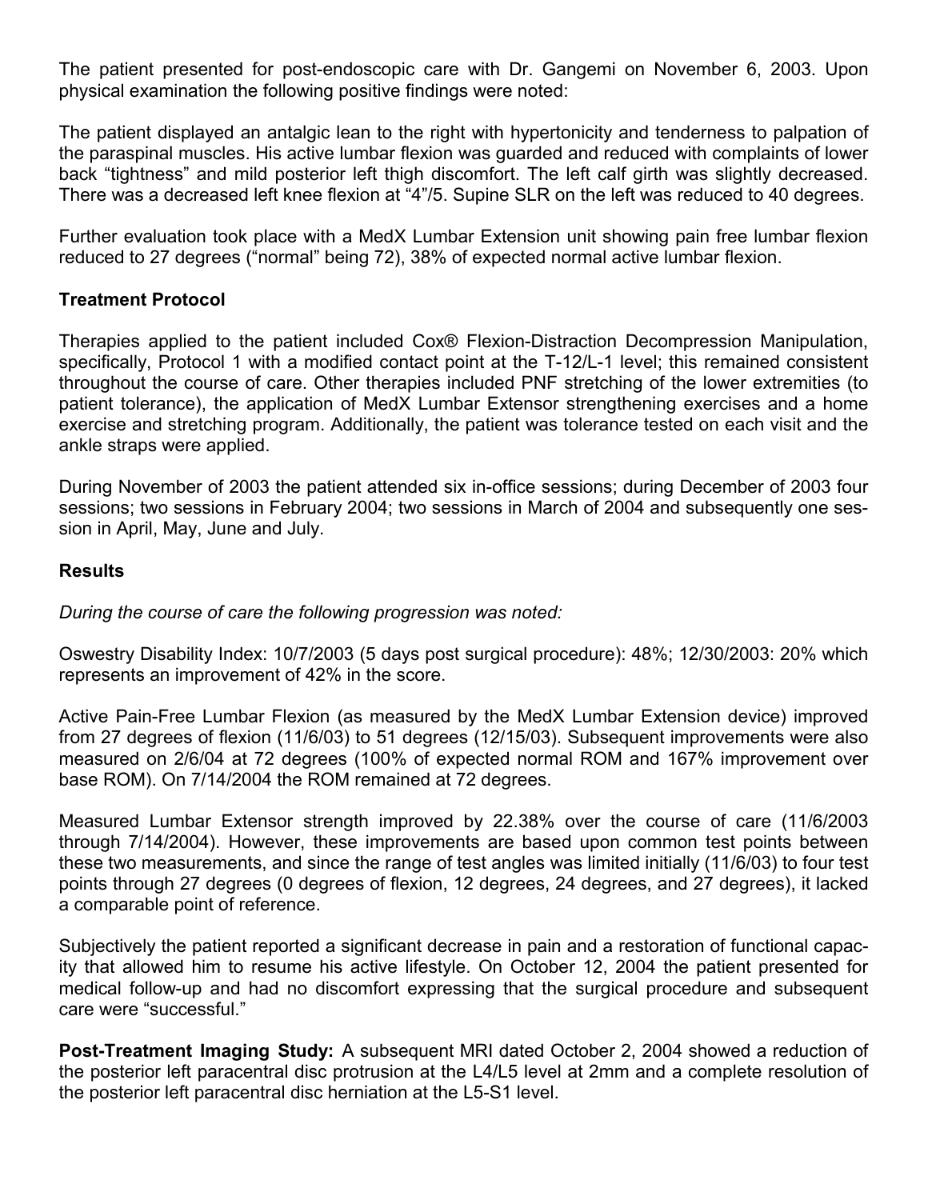The patient presented for post-endoscopic care with Dr. Gangemi on November 6, 2003. Upon physical examination the following positive findings were noted:

The patient displayed an antalgic lean to the right with hypertonicity and tenderness to palpation of the paraspinal muscles. His active lumbar flexion was guarded and reduced with complaints of lower back "tightness" and mild posterior left thigh discomfort. The left calf girth was slightly decreased. There was a decreased left knee flexion at "4"/5. Supine SLR on the left was reduced to 40 degrees.

Further evaluation took place with a MedX Lumbar Extension unit showing pain free lumbar flexion reduced to 27 degrees ("normal" being 72), 38% of expected normal active lumbar flexion.

### Treatment Protocol

Therapies applied to the patient included Cox® Flexion-Distraction Decompression Manipulation, specifically, Protocol 1 with a modified contact point at the T-12/L-1 level; this remained consistent throughout the course of care. Other therapies included PNF stretching of the lower extremities (to patient tolerance), the application of MedX Lumbar Extensor strengthening exercises and a home exercise and stretching program. Additionally, the patient was tolerance tested on each visit and the ankle straps were applied.

During November of 2003 the patient attended six in-office sessions; during December of 2003 four sessions; two sessions in February 2004; two sessions in March of 2004 and subsequently one session in April, May, June and July.

### Results

*During the course of care the following progression was noted:*

Oswestry Disability Index: 10/7/2003 (5 days post surgical procedure): 48%; 12/30/2003: 20% which represents an improvement of 42% in the score.

Active Pain-Free Lumbar Flexion (as measured by the MedX Lumbar Extension device) improved from 27 degrees of flexion (11/6/03) to 51 degrees (12/15/03). Subsequent improvements were also measured on 2/6/04 at 72 degrees (100% of expected normal ROM and 167% improvement over base ROM). On 7/14/2004 the ROM remained at 72 degrees.

Measured Lumbar Extensor strength improved by 22.38% over the course of care (11/6/2003 through 7/14/2004). However, these improvements are based upon common test points between these two measurements, and since the range of test angles was limited initially (11/6/03) to four test points through 27 degrees (0 degrees of flexion, 12 degrees, 24 degrees, and 27 degrees), it lacked a comparable point of reference.

Subjectively the patient reported a significant decrease in pain and a restoration of functional capacity that allowed him to resume his active lifestyle. On October 12, 2004 the patient presented for medical follow-up and had no discomfort expressing that the surgical procedure and subsequent care were "successful."

**Post-Treatment Imaging Study:** A subsequent MRI dated October 2, 2004 showed a reduction of the posterior left paracentral disc protrusion at the L4/L5 level at 2mm and a complete resolution of the posterior left paracentral disc herniation at the L5-S1 level.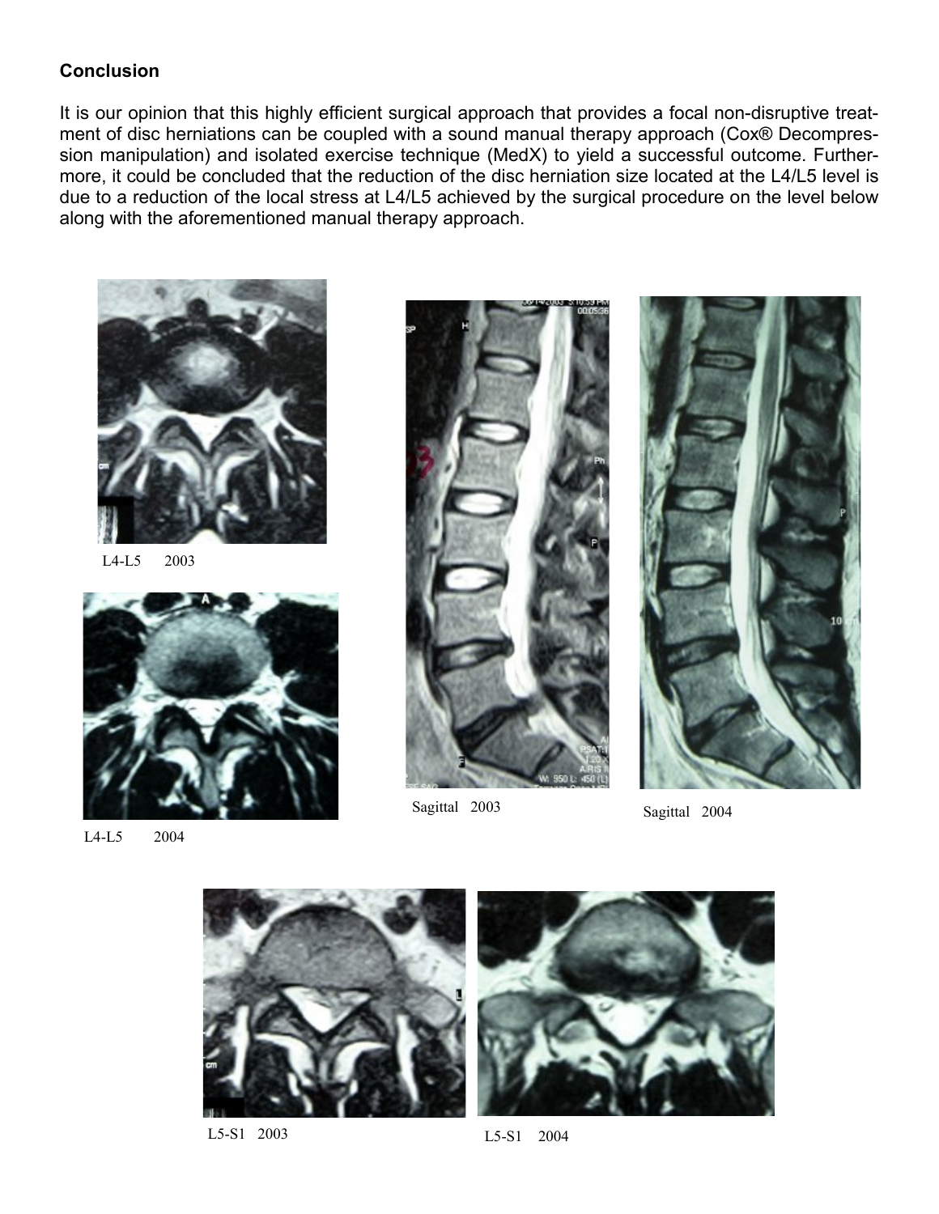**Conclusion**

It is our opinion that this highly efficient surgical approach that provides a focal non-disruptive treatment of disc herniations can be coupled with a sound manual therapy approach (Cox® Decompression manipulation) and isolated exercise technique (MedX) to yield a successful outcome. Furthermore, it could be concluded that the reduction of the disc herniation size located at the L4/L5 level is due to a reduction of the local stress at L4/L5 achieved by the surgical procedure on the level below along with the aforementioned manual therapy approach.

L4-L5 2003

L4-L5 2004

Sagittal 2003

Sagittal 2004

L5-S1 2003

L5-S1 2004